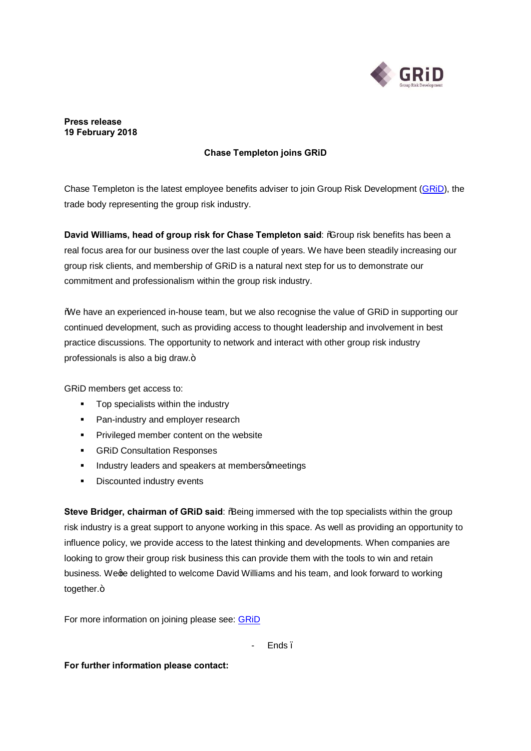**Press release**
**19 February 2018**

**Chase Templeton joins GRiD**

Chase Templeton is the latest employee benefits adviser to join Group Risk Development (GRiD), the trade body representing the group risk industry.

**David Williams, head of group risk for Chase Templeton said**: "Group risk benefits has been a real focus area for our business over the last couple of years. We have been steadily increasing our group risk clients, and membership of GRiD is a natural next step for us to demonstrate our commitment and professionalism within the group risk industry.

"We have an experienced in-house team, but we also recognise the value of GRiD in supporting our continued development, such as providing access to thought leadership and involvement in best practice discussions. The opportunity to network and interact with other group risk industry professionals is also a big draw."

GRiD members get access to:

- Top specialists within the industry
- Pan-industry and employer research
- Privileged member content on the website
- GRiD Consultation Responses
- Industry leaders and speakers at members' meetings
- Discounted industry events

**Steve Bridger, chairman of GRiD said**: "Being immersed with the top specialists within the group risk industry is a great support to anyone working in this space. As well as providing an opportunity to influence policy, we provide access to the latest thinking and developments. When companies are looking to grow their group risk business this can provide them with the tools to win and retain business. We're delighted to welcome David Williams and his team, and look forward to working together."

For more information on joining please see: GRiD

- Ends –

**For further information please contact:**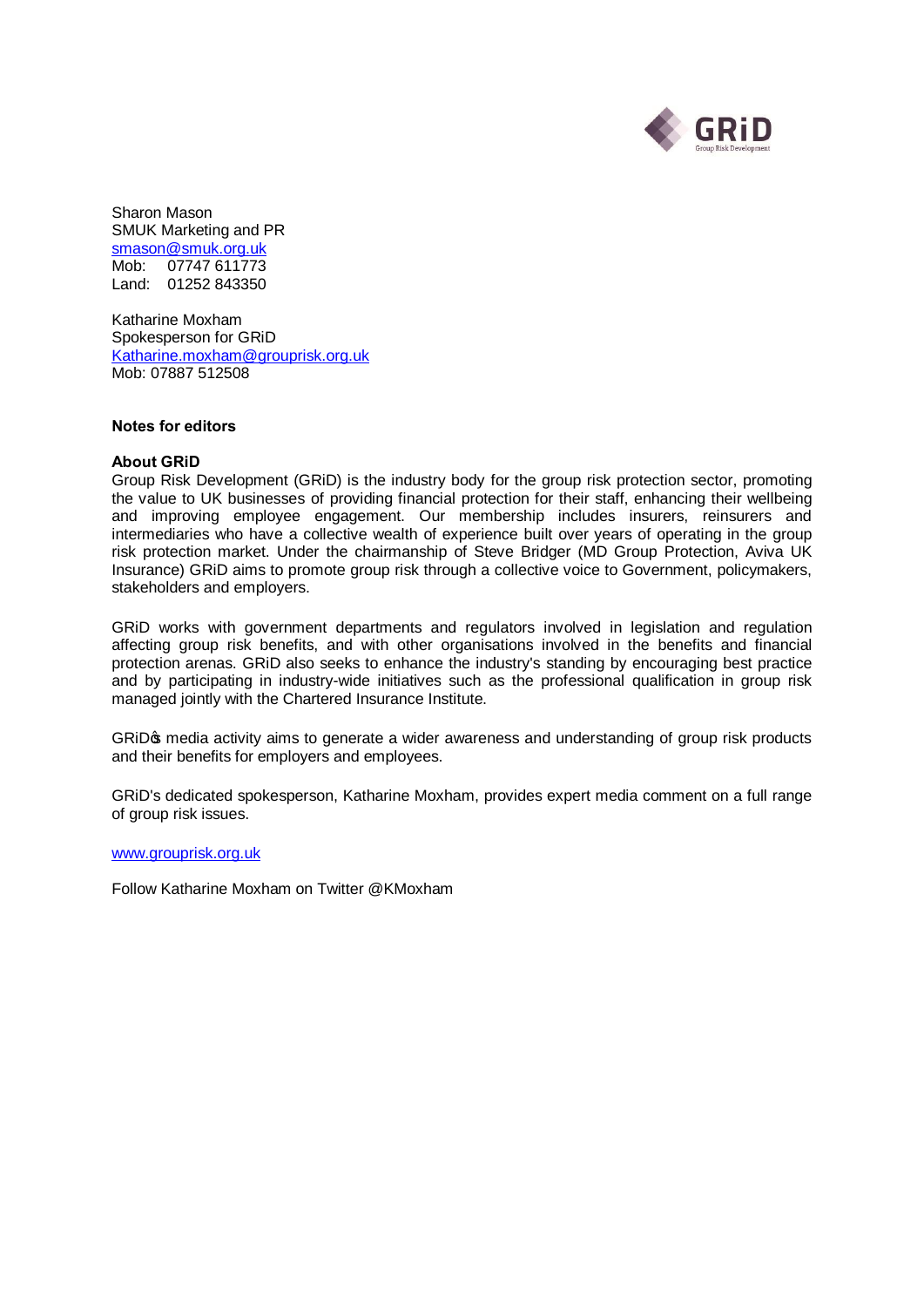Sharon Mason
SMUK Marketing and PR
smason@smuk.org.uk
Mob: 07747 611773
Land: 01252 843350

Katharine Moxham
Spokesperson for GRiD
Katharine.moxham@grouprisk.org.uk
Mob: 07887 512508

**Notes for editors**

**About GRiD**

Group Risk Development (GRiD) is the industry body for the group risk protection sector, promoting the value to UK businesses of providing financial protection for their staff, enhancing their wellbeing and improving employee engagement. Our membership includes insurers, reinsurers and intermediaries who have a collective wealth of experience built over years of operating in the group risk protection market. Under the chairmanship of Steve Bridger (MD Group Protection, Aviva UK Insurance) GRiD aims to promote group risk through a collective voice to Government, policymakers, stakeholders and employers.

GRiD works with government departments and regulators involved in legislation and regulation affecting group risk benefits, and with other organisations involved in the benefits and financial protection arenas. GRiD also seeks to enhance the industry's standing by encouraging best practice and by participating in industry-wide initiatives such as the professional qualification in group risk managed jointly with the Chartered Insurance Institute.

GRiD's media activity aims to generate a wider awareness and understanding of group risk products and their benefits for employers and employees.

GRiD's dedicated spokesperson, Katharine Moxham, provides expert media comment on a full range of group risk issues.

www.grouprisk.org.uk

Follow Katharine Moxham on Twitter @KMoxham